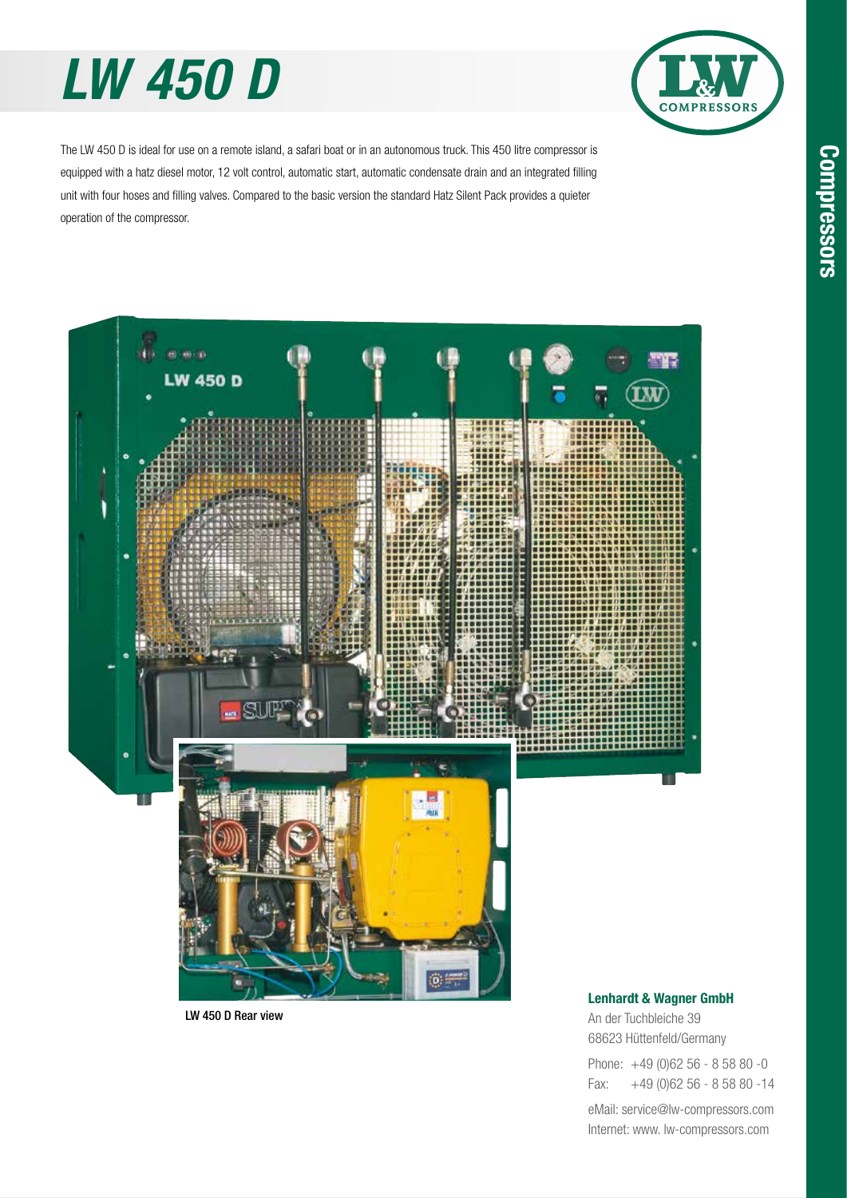# LW 450 D

The LW 450 D is ideal for use on a remote island, a safari boat or in an autonomous truck. This 450 litre compressor is equipped with a hatz diesel motor, 12 volt control, automatic start, automatic condensate drain and an integrated filling unit with four hoses and filling valves. Compared to the basic version the standard Hatz Silent Pack provides a quieter operation of the compressor.

LW 450 D Rear view

**Lenhardt & Wagner GmbH**
An der Tuchbleiche 39
68623 Hüttenfeld/Germany

Phone: +49 (0)62 56 - 8 58 80 -0
Fax: +49 (0)62 56 - 8 58 80 -14

eMail: service@lw-compressors.com
Internet: www. lw-compressors.com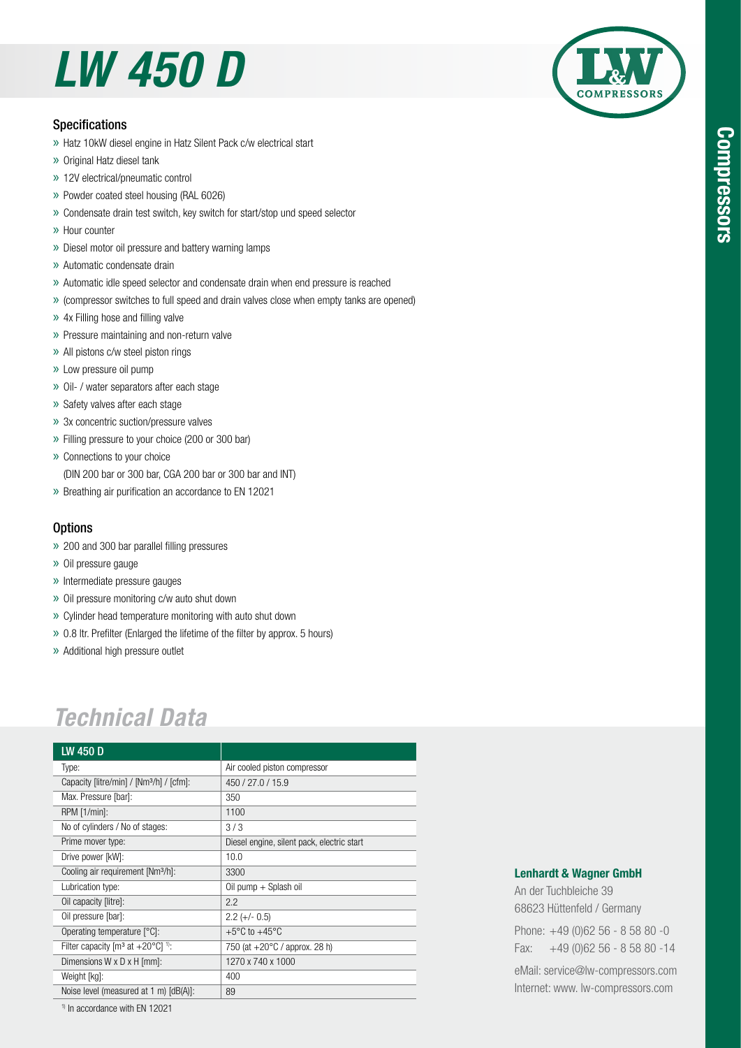# LW 450 D

### Specifications

- » Hatz 10kW diesel engine in Hatz Silent Pack c/w electrical start
- » Original Hatz diesel tank
- » 12V electrical/pneumatic control
- » Powder coated steel housing (RAL 6026)
- » Condensate drain test switch, key switch for start/stop und speed selector
- » Hour counter
- » Diesel motor oil pressure and battery warning lamps
- » Automatic condensate drain
- » Automatic idle speed selector and condensate drain when end pressure is reached
- » (compressor switches to full speed and drain valves close when empty tanks are opened)
- » 4x Filling hose and filling valve
- » Pressure maintaining and non-return valve
- » All pistons c/w steel piston rings
- » Low pressure oil pump
- » Oil- / water separators after each stage
- » Safety valves after each stage
- » 3x concentric suction/pressure valves
- » Filling pressure to your choice (200 or 300 bar)
- » Connections to your choice
  (DIN 200 bar or 300 bar, CGA 200 bar or 300 bar and INT)
- » Breathing air purification an accordance to EN 12021

### Options

- » 200 and 300 bar parallel filling pressures
- » Oil pressure gauge
- » Intermediate pressure gauges
- » Oil pressure monitoring c/w auto shut down
- » Cylinder head temperature monitoring with auto shut down
- » 0.8 ltr. Prefilter (Enlarged the lifetime of the filter by approx. 5 hours)
- » Additional high pressure outlet

## Technical Data

| LW 450 D | |
|---|---|
| Type: | Air cooled piston compressor |
| Capacity [litre/min] / [Nm³/h] / [cfm]: | 450 / 27.0 / 15.9 |
| Max. Pressure [bar]: | 350 |
| RPM [1/min]: | 1100 |
| No of cylinders / No of stages: | 3 / 3 |
| Prime mover type: | Diesel engine, silent pack, electric start |
| Drive power [kW]: | 10.0 |
| Cooling air requirement [Nm³/h]: | 3300 |
| Lubrication type: | Oil pump + Splash oil |
| Oil capacity [litre]: | 2.2 |
| Oil pressure [bar]: | 2.2 (+/- 0.5) |
| Operating temperature [°C]: | +5°C to +45°C |
| Filter capacity [m³ at +20°C] [1]: | 750 (at +20°C / approx. 28 h) |
| Dimensions W x D x H [mm]: | 1270 x 740 x 1000 |
| Weight [kg]: | 400 |
| Noise level (measured at 1 m) [dB(A)]: | 89 |

[1] In accordance with EN 12021

**Lenhardt & Wagner GmbH**

An der Tuchbleiche 39
68623 Hüttenfeld / Germany

Phone: +49 (0)62 56 - 8 58 80 -0
Fax: +49 (0)62 56 - 8 58 80 -14

eMail: service@lw-compressors.com
Internet: www. lw-compressors.com